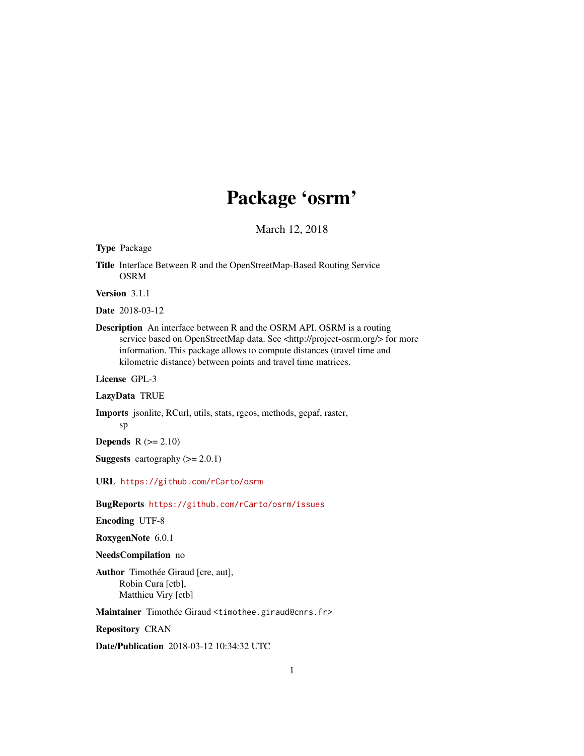# Package 'osrm'

March 12, 2018

**Type** Package

**Title** Interface Between R and the OpenStreetMap-Based Routing Service OSRM

**Version** 3.1.1

**Date** 2018-03-12

**Description** An interface between R and the OSRM API. OSRM is a routing service based on OpenStreetMap data. See <http://project-osrm.org/> for more information. This package allows to compute distances (travel time and kilometric distance) between points and travel time matrices.

**License** GPL-3

**LazyData** TRUE

**Imports** jsonlite, RCurl, utils, stats, rgeos, methods, gepaf, raster, sp

**Depends** R (>= 2.10)

**Suggests** cartography (>= 2.0.1)

**URL** https://github.com/rCarto/osrm

**BugReports** https://github.com/rCarto/osrm/issues

**Encoding** UTF-8

**RoxygenNote** 6.0.1

**NeedsCompilation** no

**Author** Timothée Giraud [cre, aut], Robin Cura [ctb], Matthieu Viry [ctb]

**Maintainer** Timothée Giraud <timothee.giraud@cnrs.fr>

**Repository** CRAN

**Date/Publication** 2018-03-12 10:34:32 UTC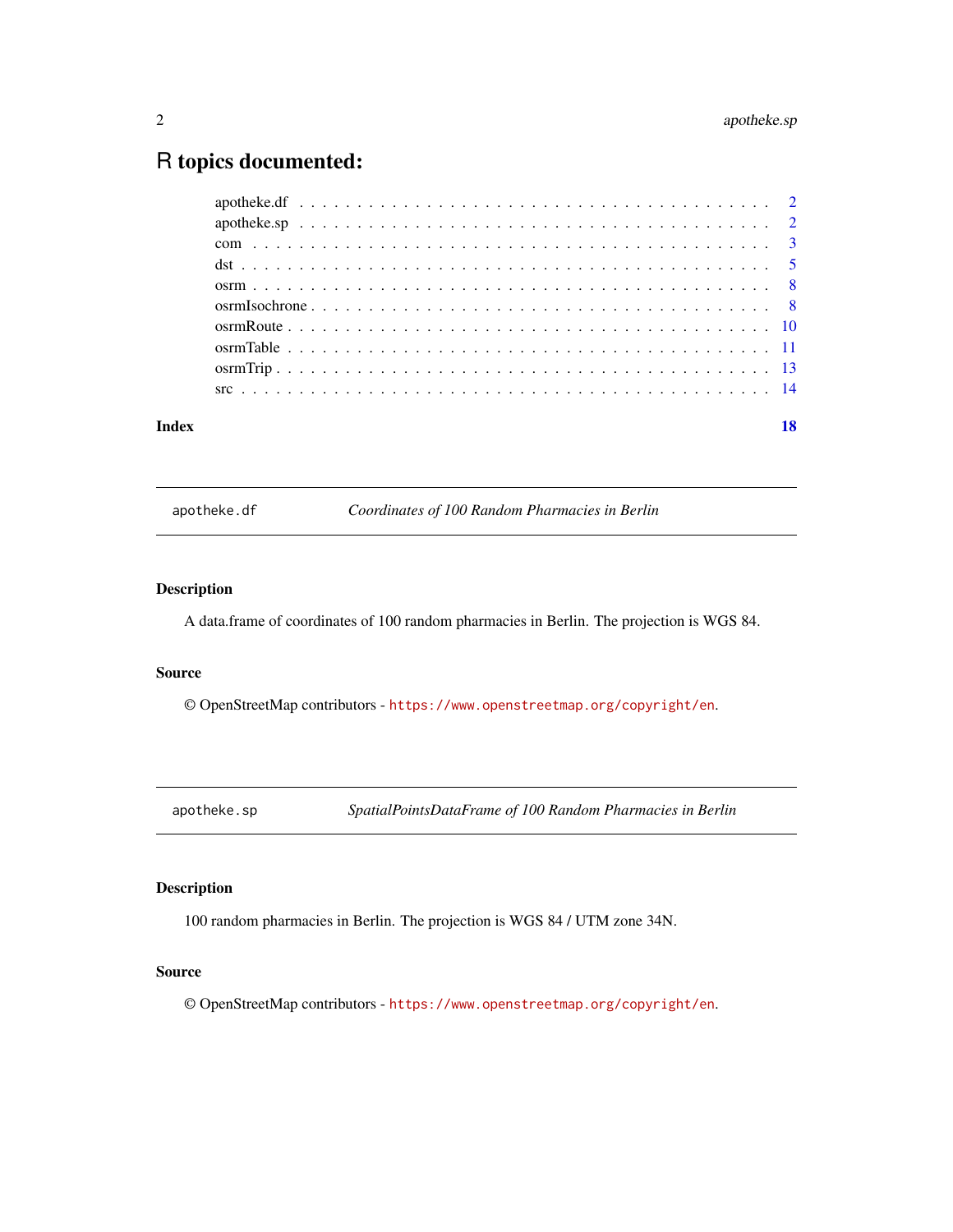# R topics documented:

- apotheke.df . . . . . . . . . . . . . . . . . . . . . . . . . . . . . . . . . . . . . . 2
- apotheke.sp . . . . . . . . . . . . . . . . . . . . . . . . . . . . . . . . . . . . . . 2
- com . . . . . . . . . . . . . . . . . . . . . . . . . . . . . . . . . . . . . . . . . 3
- dst . . . . . . . . . . . . . . . . . . . . . . . . . . . . . . . . . . . . . . . . . 5
- osrm . . . . . . . . . . . . . . . . . . . . . . . . . . . . . . . . . . . . . . . . 8
- osrmIsochrone . . . . . . . . . . . . . . . . . . . . . . . . . . . . . . . . . . . 8
- osrmRoute . . . . . . . . . . . . . . . . . . . . . . . . . . . . . . . . . . . . . 10
- osrmTable . . . . . . . . . . . . . . . . . . . . . . . . . . . . . . . . . . . . . 11
- osrmTrip . . . . . . . . . . . . . . . . . . . . . . . . . . . . . . . . . . . . . . 13
- src . . . . . . . . . . . . . . . . . . . . . . . . . . . . . . . . . . . . . . . . . 14

**Index** **18**

---

## `apotheke.df` *Coordinates of 100 Random Pharmacies in Berlin*

### Description

A data.frame of coordinates of 100 random pharmacies in Berlin. The projection is WGS 84.

### Source

© OpenStreetMap contributors - `https://www.openstreetmap.org/copyright/en`.

---

## `apotheke.sp` *SpatialPointsDataFrame of 100 Random Pharmacies in Berlin*

### Description

100 random pharmacies in Berlin. The projection is WGS 84 / UTM zone 34N.

### Source

© OpenStreetMap contributors - `https://www.openstreetmap.org/copyright/en`.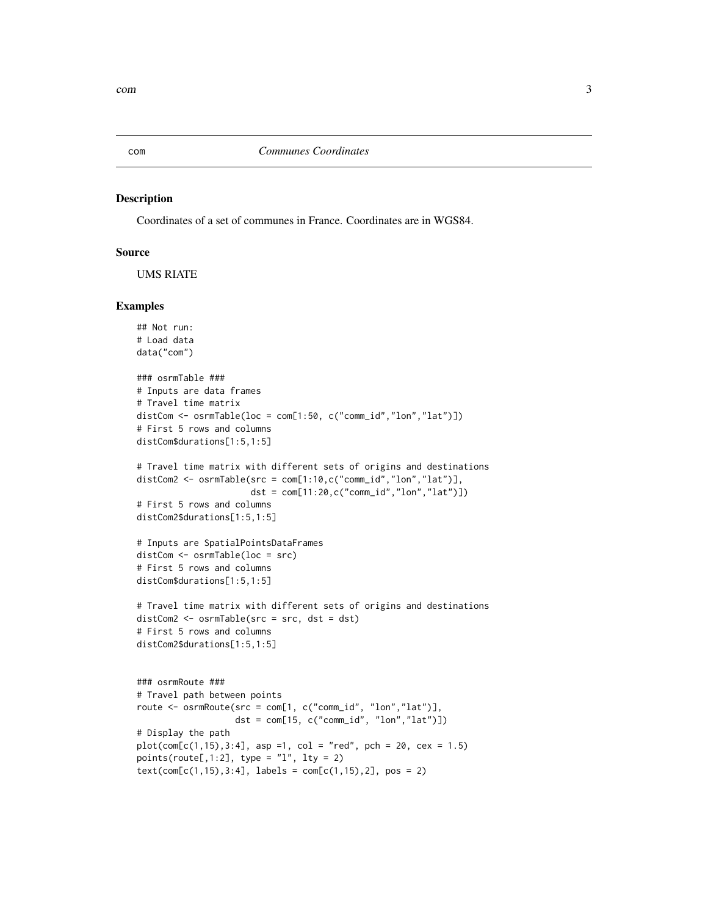com *Communes Coordinates*

## Description

Coordinates of a set of communes in France. Coordinates are in WGS84.

## Source

UMS RIATE

## Examples

```
## Not run:
# Load data
data("com")

### osrmTable ###
# Inputs are data frames
# Travel time matrix
distCom <- osrmTable(loc = com[1:50, c("comm_id","lon","lat")])
# First 5 rows and columns
distCom$durations[1:5,1:5]

# Travel time matrix with different sets of origins and destinations
distCom2 <- osrmTable(src = com[1:10,c("comm_id","lon","lat")],
                      dst = com[11:20,c("comm_id","lon","lat")])
# First 5 rows and columns
distCom2$durations[1:5,1:5]

# Inputs are SpatialPointsDataFrames
distCom <- osrmTable(loc = src)
# First 5 rows and columns
distCom$durations[1:5,1:5]

# Travel time matrix with different sets of origins and destinations
distCom2 <- osrmTable(src = src, dst = dst)
# First 5 rows and columns
distCom2$durations[1:5,1:5]


### osrmRoute ###
# Travel path between points
route <- osrmRoute(src = com[1, c("comm_id", "lon","lat")],
                   dst = com[15, c("comm_id", "lon","lat")])
# Display the path
plot(com[c(1,15),3:4], asp =1, col = "red", pch = 20, cex = 1.5)
points(route[,1:2], type = "l", lty = 2)
text(com[c(1,15),3:4], labels = com[c(1,15),2], pos = 2)
```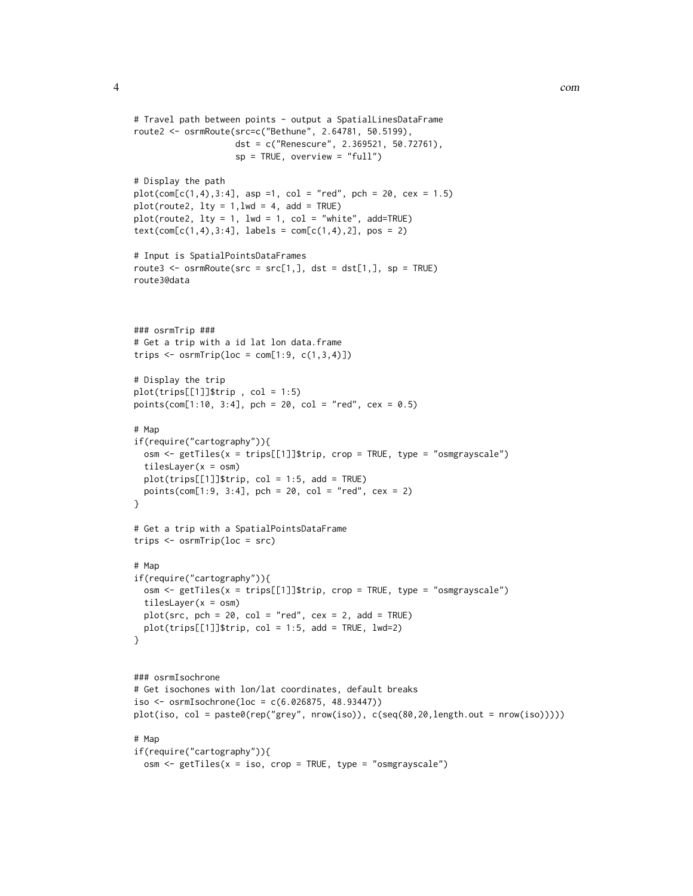```
# Travel path between points - output a SpatialLinesDataFrame
route2 <- osrmRoute(src=c("Bethune", 2.64781, 50.5199),
                    dst = c("Renescure", 2.369521, 50.72761),
                    sp = TRUE, overview = "full")

# Display the path
plot(com[c(1,4),3:4], asp =1, col = "red", pch = 20, cex = 1.5)
plot(route2, lty = 1,lwd = 4, add = TRUE)
plot(route2, lty = 1, lwd = 1, col = "white", add=TRUE)
text(com[c(1,4),3:4], labels = com[c(1,4),2], pos = 2)

# Input is SpatialPointsDataFrames
route3 <- osrmRoute(src = src[1,], dst = dst[1,], sp = TRUE)
route3@data



### osrmTrip ###
# Get a trip with a id lat lon data.frame
trips <- osrmTrip(loc = com[1:9, c(1,3,4)])

# Display the trip
plot(trips[[1]]$trip , col = 1:5)
points(com[1:10, 3:4], pch = 20, col = "red", cex = 0.5)

# Map
if(require("cartography")){
  osm <- getTiles(x = trips[[1]]$trip, crop = TRUE, type = "osmgrayscale")
  tilesLayer(x = osm)
  plot(trips[[1]]$trip, col = 1:5, add = TRUE)
  points(com[1:9, 3:4], pch = 20, col = "red", cex = 2)
}

# Get a trip with a SpatialPointsDataFrame
trips <- osrmTrip(loc = src)

# Map
if(require("cartography")){
  osm <- getTiles(x = trips[[1]]$trip, crop = TRUE, type = "osmgrayscale")
  tilesLayer(x = osm)
  plot(src, pch = 20, col = "red", cex = 2, add = TRUE)
  plot(trips[[1]]$trip, col = 1:5, add = TRUE, lwd=2)
}


### osrmIsochrone
# Get isochones with lon/lat coordinates, default breaks
iso <- osrmIsochrone(loc = c(6.026875, 48.93447))
plot(iso, col = paste0(rep("grey", nrow(iso)), c(seq(80,20,length.out = nrow(iso)))))

# Map
if(require("cartography")){
  osm <- getTiles(x = iso, crop = TRUE, type = "osmgrayscale")
```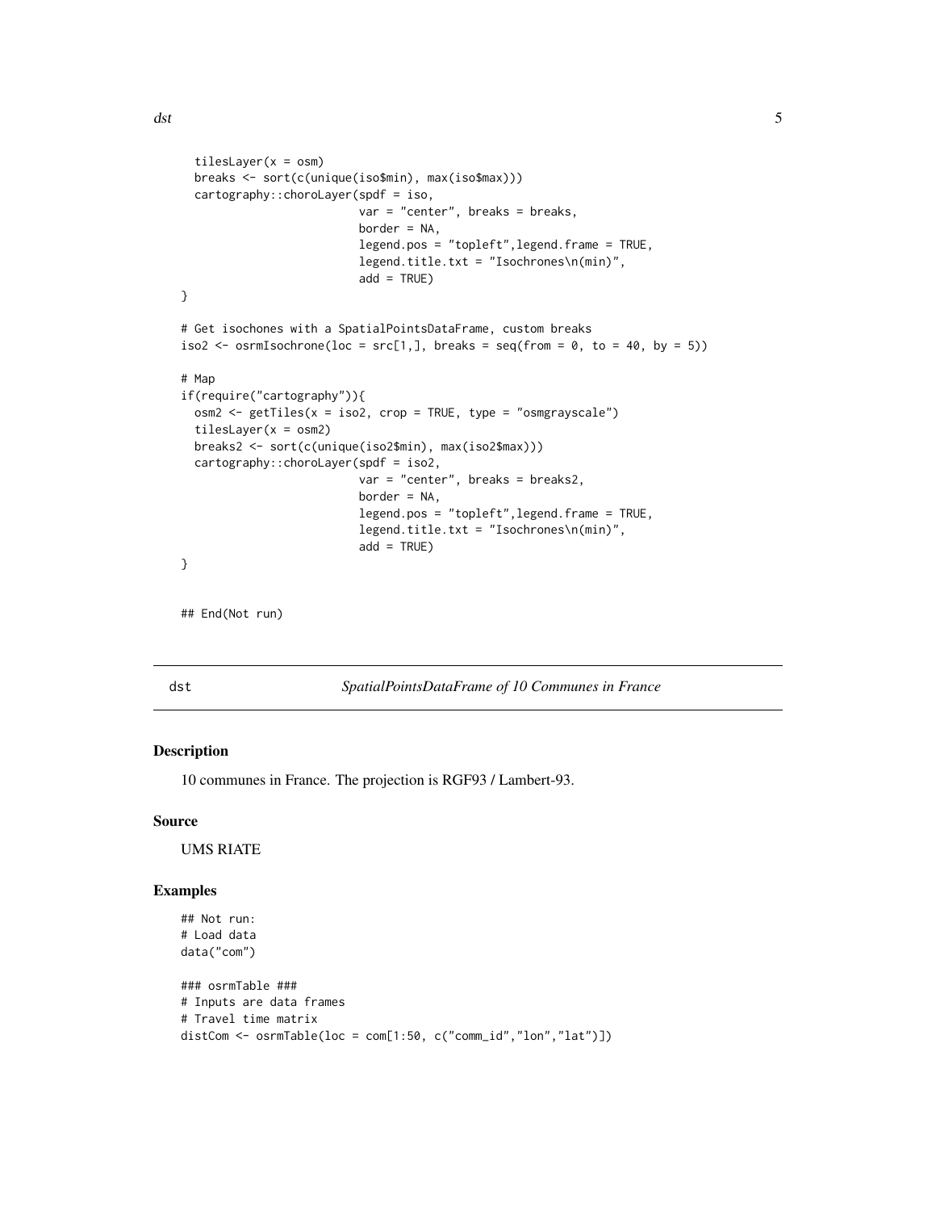```
  tilesLayer(x = osm)
  breaks <- sort(c(unique(iso$min), max(iso$max)))
  cartography::choroLayer(spdf = iso,
                          var = "center", breaks = breaks,
                          border = NA,
                          legend.pos = "topleft",legend.frame = TRUE,
                          legend.title.txt = "Isochrones\n(min)",
                          add = TRUE)
}

# Get isochones with a SpatialPointsDataFrame, custom breaks
iso2 <- osrmIsochrone(loc = src[1,], breaks = seq(from = 0, to = 40, by = 5))

# Map
if(require("cartography")){
  osm2 <- getTiles(x = iso2, crop = TRUE, type = "osmgrayscale")
  tilesLayer(x = osm2)
  breaks2 <- sort(c(unique(iso2$min), max(iso2$max)))
  cartography::choroLayer(spdf = iso2,
                          var = "center", breaks = breaks2,
                          border = NA,
                          legend.pos = "topleft",legend.frame = TRUE,
                          legend.title.txt = "Isochrones\n(min)",
                          add = TRUE)
}


## End(Not run)
```

## dst — *SpatialPointsDataFrame of 10 Communes in France*

### Description

10 communes in France. The projection is RGF93 / Lambert-93.

### Source

UMS RIATE

### Examples

```
## Not run:
# Load data
data("com")

### osrmTable ###
# Inputs are data frames
# Travel time matrix
distCom <- osrmTable(loc = com[1:50, c("comm_id","lon","lat")])
```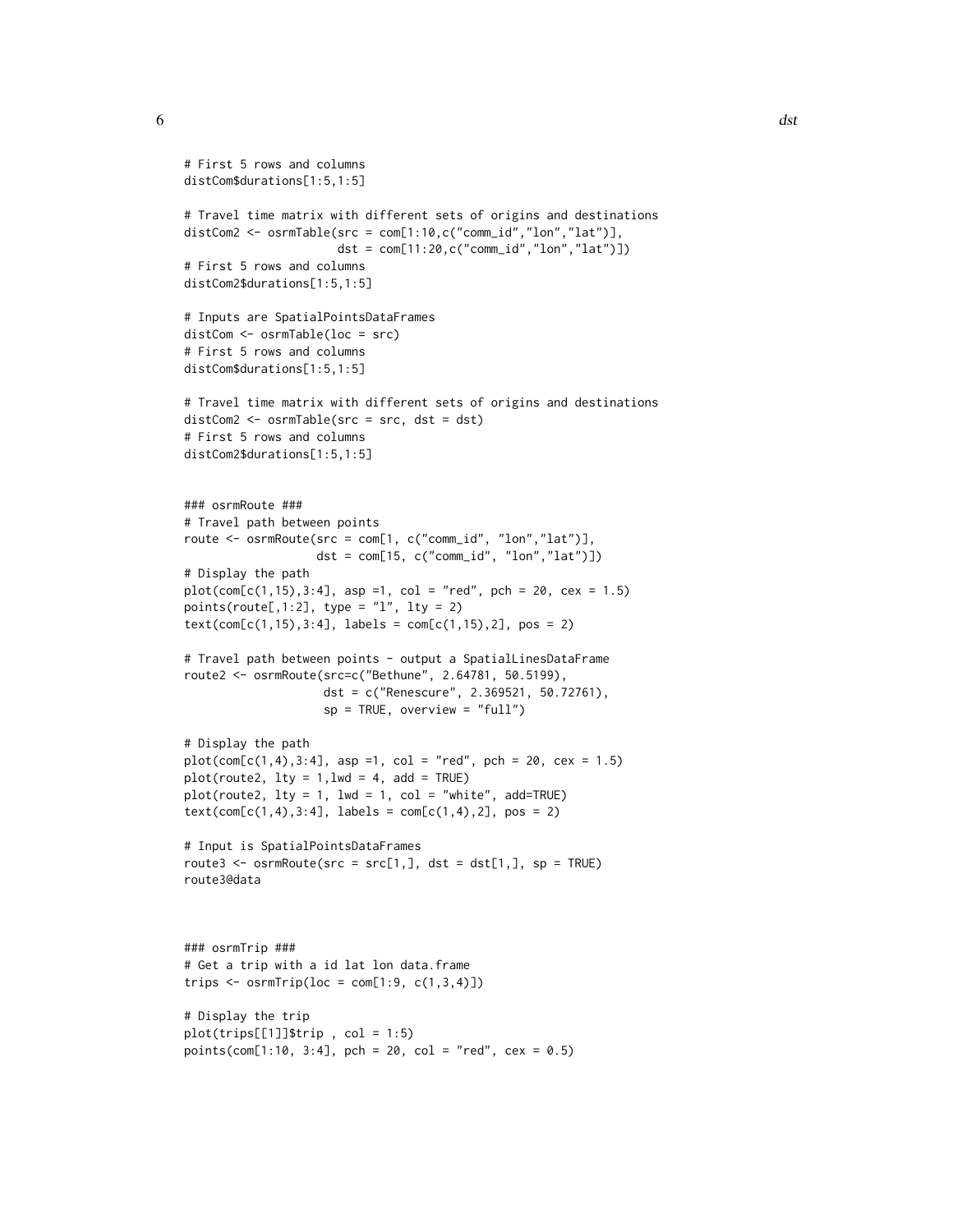```
# First 5 rows and columns
distCom$durations[1:5,1:5]

# Travel time matrix with different sets of origins and destinations
distCom2 <- osrmTable(src = com[1:10,c("comm_id","lon","lat")],
                      dst = com[11:20,c("comm_id","lon","lat")])
# First 5 rows and columns
distCom2$durations[1:5,1:5]

# Inputs are SpatialPointsDataFrames
distCom <- osrmTable(loc = src)
# First 5 rows and columns
distCom$durations[1:5,1:5]

# Travel time matrix with different sets of origins and destinations
distCom2 <- osrmTable(src = src, dst = dst)
# First 5 rows and columns
distCom2$durations[1:5,1:5]


### osrmRoute ###
# Travel path between points
route <- osrmRoute(src = com[1, c("comm_id", "lon","lat")],
                   dst = com[15, c("comm_id", "lon","lat")])
# Display the path
plot(com[c(1,15),3:4], asp =1, col = "red", pch = 20, cex = 1.5)
points(route[,1:2], type = "l", lty = 2)
text(com[c(1,15),3:4], labels = com[c(1,15),2], pos = 2)

# Travel path between points - output a SpatialLinesDataFrame
route2 <- osrmRoute(src=c("Bethune", 2.64781, 50.5199),
                    dst = c("Renescure", 2.369521, 50.72761),
                    sp = TRUE, overview = "full")

# Display the path
plot(com[c(1,4),3:4], asp =1, col = "red", pch = 20, cex = 1.5)
plot(route2, lty = 1,lwd = 4, add = TRUE)
plot(route2, lty = 1, lwd = 1, col = "white", add=TRUE)
text(com[c(1,4),3:4], labels = com[c(1,4),2], pos = 2)

# Input is SpatialPointsDataFrames
route3 <- osrmRoute(src = src[1,], dst = dst[1,], sp = TRUE)
route3@data



### osrmTrip ###
# Get a trip with a id lat lon data.frame
trips <- osrmTrip(loc = com[1:9, c(1,3,4)])

# Display the trip
plot(trips[[1]]$trip , col = 1:5)
points(com[1:10, 3:4], pch = 20, col = "red", cex = 0.5)
```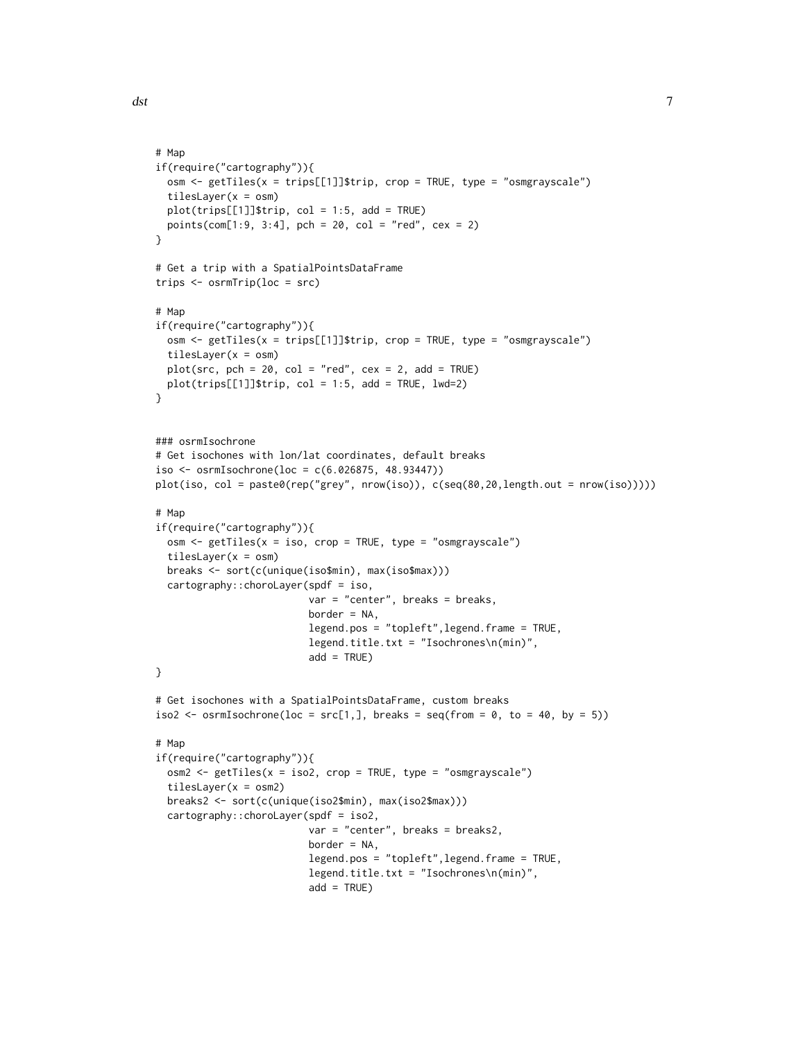```
# Map
if(require("cartography")){
  osm <- getTiles(x = trips[[1]]$trip, crop = TRUE, type = "osmgrayscale")
  tilesLayer(x = osm)
  plot(trips[[1]]$trip, col = 1:5, add = TRUE)
  points(com[1:9, 3:4], pch = 20, col = "red", cex = 2)
}

# Get a trip with a SpatialPointsDataFrame
trips <- osrmTrip(loc = src)

# Map
if(require("cartography")){
  osm <- getTiles(x = trips[[1]]$trip, crop = TRUE, type = "osmgrayscale")
  tilesLayer(x = osm)
  plot(src, pch = 20, col = "red", cex = 2, add = TRUE)
  plot(trips[[1]]$trip, col = 1:5, add = TRUE, lwd=2)
}


### osrmIsochrone
# Get isochones with lon/lat coordinates, default breaks
iso <- osrmIsochrone(loc = c(6.026875, 48.93447))
plot(iso, col = paste0(rep("grey", nrow(iso)), c(seq(80,20,length.out = nrow(iso)))))

# Map
if(require("cartography")){
  osm <- getTiles(x = iso, crop = TRUE, type = "osmgrayscale")
  tilesLayer(x = osm)
  breaks <- sort(c(unique(iso$min), max(iso$max)))
  cartography::choroLayer(spdf = iso,
                          var = "center", breaks = breaks,
                          border = NA,
                          legend.pos = "topleft",legend.frame = TRUE,
                          legend.title.txt = "Isochrones\n(min)",
                          add = TRUE)
}

# Get isochones with a SpatialPointsDataFrame, custom breaks
iso2 <- osrmIsochrone(loc = src[1,], breaks = seq(from = 0, to = 40, by = 5))

# Map
if(require("cartography")){
  osm2 <- getTiles(x = iso2, crop = TRUE, type = "osmgrayscale")
  tilesLayer(x = osm2)
  breaks2 <- sort(c(unique(iso2$min), max(iso2$max)))
  cartography::choroLayer(spdf = iso2,
                          var = "center", breaks = breaks2,
                          border = NA,
                          legend.pos = "topleft",legend.frame = TRUE,
                          legend.title.txt = "Isochrones\n(min)",
                          add = TRUE)
```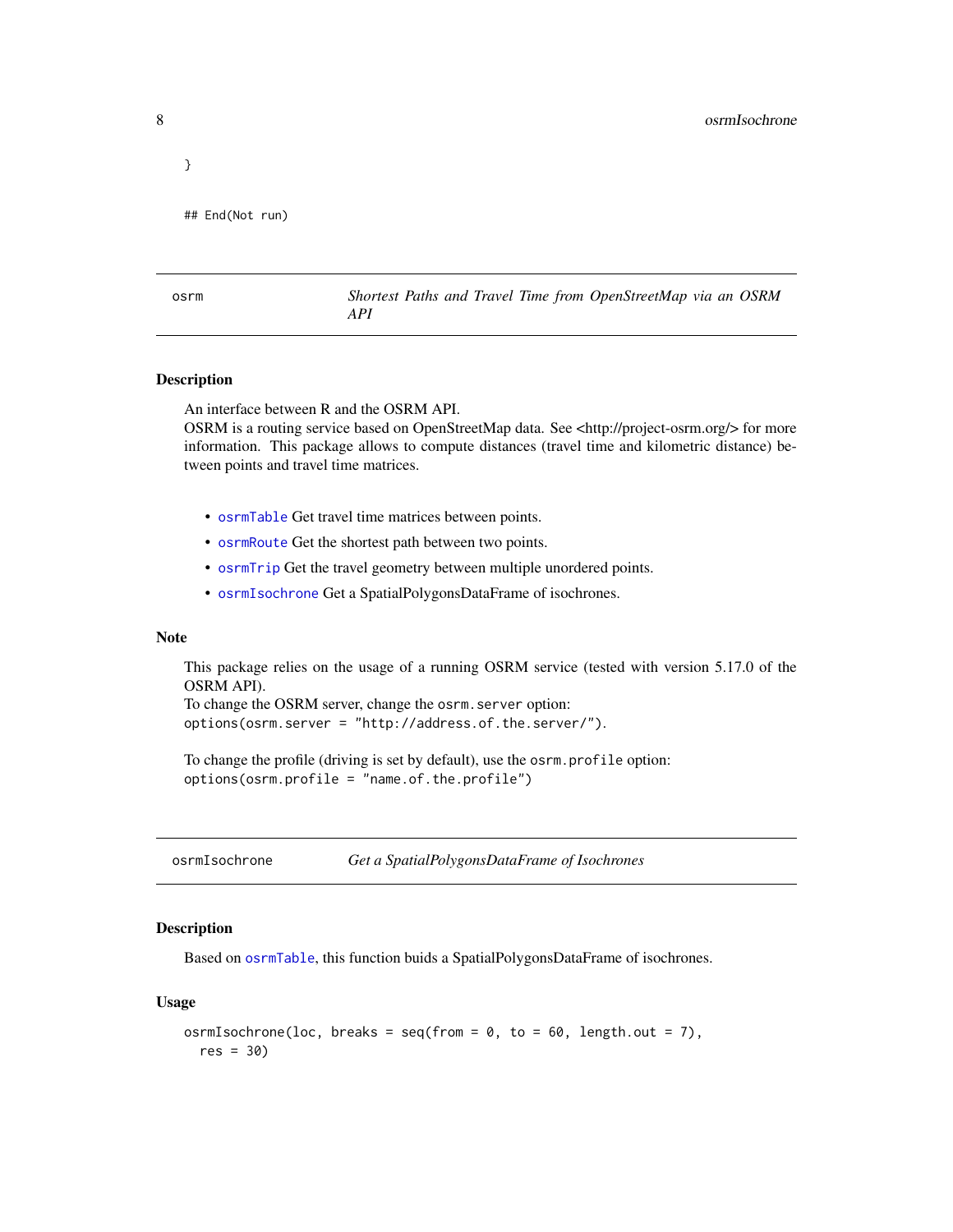```
}

## End(Not run)
```

## osrm — *Shortest Paths and Travel Time from OpenStreetMap via an OSRM API*

### Description

An interface between R and the OSRM API.
OSRM is a routing service based on OpenStreetMap data. See <http://project-osrm.org/> for more information. This package allows to compute distances (travel time and kilometric distance) between points and travel time matrices.

- `osrmTable` Get travel time matrices between points.
- `osrmRoute` Get the shortest path between two points.
- `osrmTrip` Get the travel geometry between multiple unordered points.
- `osrmIsochrone` Get a SpatialPolygonsDataFrame of isochrones.

### Note

This package relies on the usage of a running OSRM service (tested with version 5.17.0 of the OSRM API).
To change the OSRM server, change the `osrm.server` option:
`options(osrm.server = "http://address.of.the.server/")`.

To change the profile (driving is set by default), use the `osrm.profile` option:
`options(osrm.profile = "name.of.the.profile")`

## osrmIsochrone — *Get a SpatialPolygonsDataFrame of Isochrones*

### Description

Based on `osrmTable`, this function buids a SpatialPolygonsDataFrame of isochrones.

### Usage

```
osrmIsochrone(loc, breaks = seq(from = 0, to = 60, length.out = 7),
  res = 30)
```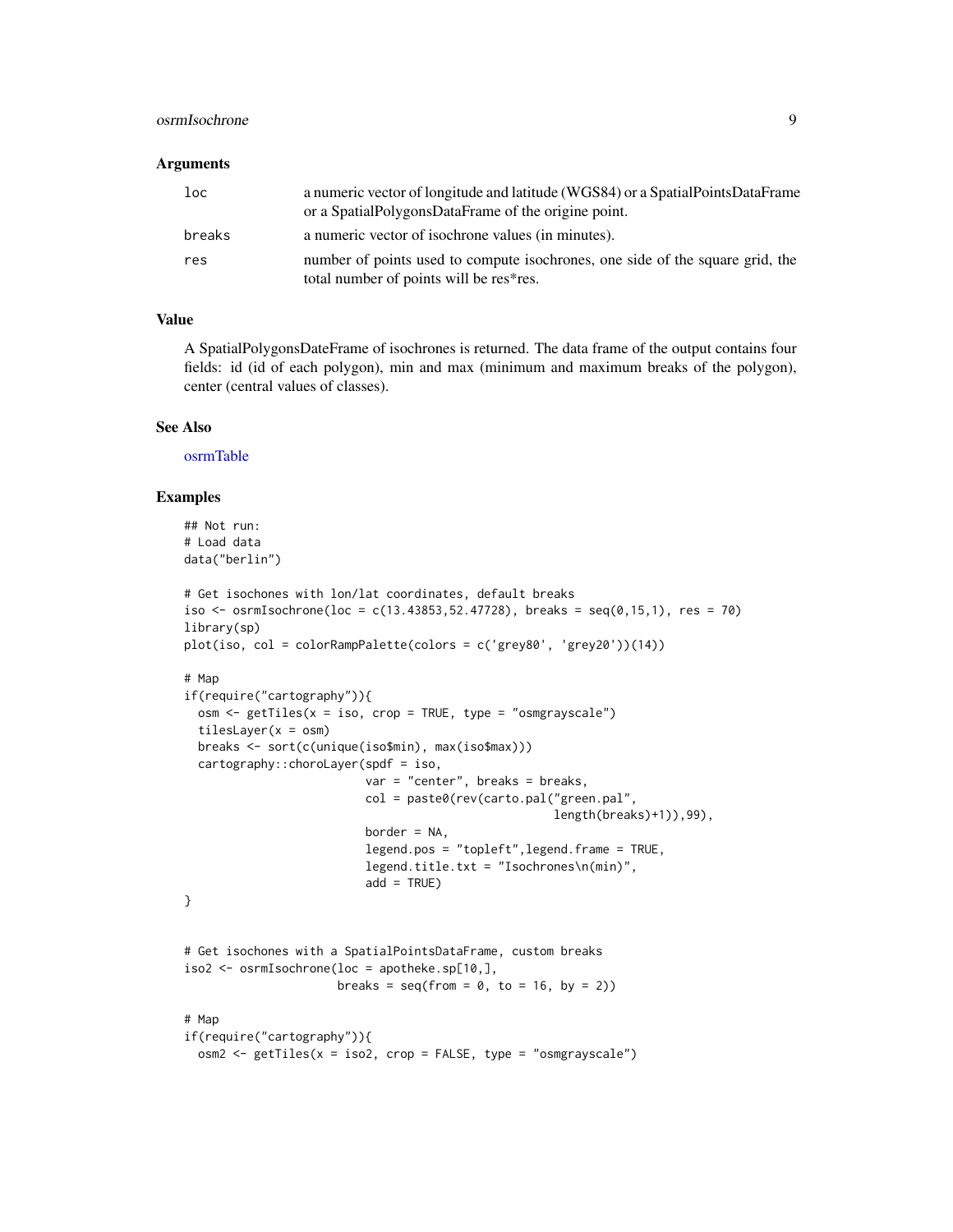### Arguments

| | |
|---|---|
| loc | a numeric vector of longitude and latitude (WGS84) or a SpatialPointsDataFrame or a SpatialPolygonsDataFrame of the origine point. |
| breaks | a numeric vector of isochrone values (in minutes). |
| res | number of points used to compute isochrones, one side of the square grid, the total number of points will be res*res. |

### Value

A SpatialPolygonsDateFrame of isochrones is returned. The data frame of the output contains four fields: id (id of each polygon), min and max (minimum and maximum breaks of the polygon), center (central values of classes).

### See Also

osrmTable

### Examples

```
## Not run:
# Load data
data("berlin")

# Get isochones with lon/lat coordinates, default breaks
iso <- osrmIsochrone(loc = c(13.43853,52.47728), breaks = seq(0,15,1), res = 70)
library(sp)
plot(iso, col = colorRampPalette(colors = c('grey80', 'grey20'))(14))

# Map
if(require("cartography")){
  osm <- getTiles(x = iso, crop = TRUE, type = "osmgrayscale")
  tilesLayer(x = osm)
  breaks <- sort(c(unique(iso$min), max(iso$max)))
  cartography::choroLayer(spdf = iso,
                          var = "center", breaks = breaks,
                          col = paste0(rev(carto.pal("green.pal",
                                                     length(breaks)+1)),99),
                          border = NA,
                          legend.pos = "topleft",legend.frame = TRUE,
                          legend.title.txt = "Isochrones\n(min)",
                          add = TRUE)
}


# Get isochones with a SpatialPointsDataFrame, custom breaks
iso2 <- osrmIsochrone(loc = apotheke.sp[10,],
                      breaks = seq(from = 0, to = 16, by = 2))

# Map
if(require("cartography")){
  osm2 <- getTiles(x = iso2, crop = FALSE, type = "osmgrayscale")
```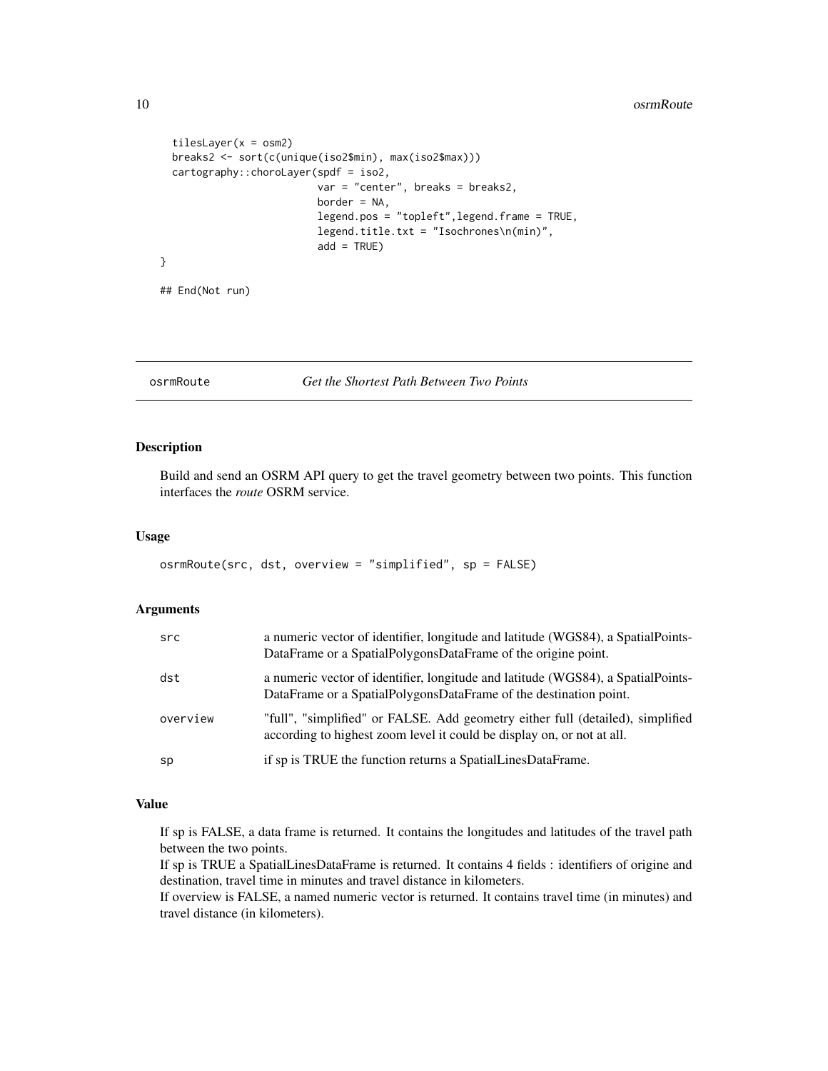```
  tilesLayer(x = osm2)
  breaks2 <- sort(c(unique(iso2$min), max(iso2$max)))
  cartography::choroLayer(spdf = iso2,
                          var = "center", breaks = breaks2,
                          border = NA,
                          legend.pos = "topleft",legend.frame = TRUE,
                          legend.title.txt = "Isochrones\n(min)",
                          add = TRUE)
}

## End(Not run)
```

## osrmRoute — *Get the Shortest Path Between Two Points*

### Description

Build and send an OSRM API query to get the travel geometry between two points. This function interfaces the *route* OSRM service.

### Usage

```
osrmRoute(src, dst, overview = "simplified", sp = FALSE)
```

### Arguments

| | |
|---|---|
| src | a numeric vector of identifier, longitude and latitude (WGS84), a SpatialPointsDataFrame or a SpatialPolygonsDataFrame of the origine point. |
| dst | a numeric vector of identifier, longitude and latitude (WGS84), a SpatialPointsDataFrame or a SpatialPolygonsDataFrame of the destination point. |
| overview | "full", "simplified" or FALSE. Add geometry either full (detailed), simplified according to highest zoom level it could be display on, or not at all. |
| sp | if sp is TRUE the function returns a SpatialLinesDataFrame. |

### Value

If sp is FALSE, a data frame is returned. It contains the longitudes and latitudes of the travel path between the two points.

If sp is TRUE a SpatialLinesDataFrame is returned. It contains 4 fields : identifiers of origine and destination, travel time in minutes and travel distance in kilometers.

If overview is FALSE, a named numeric vector is returned. It contains travel time (in minutes) and travel distance (in kilometers).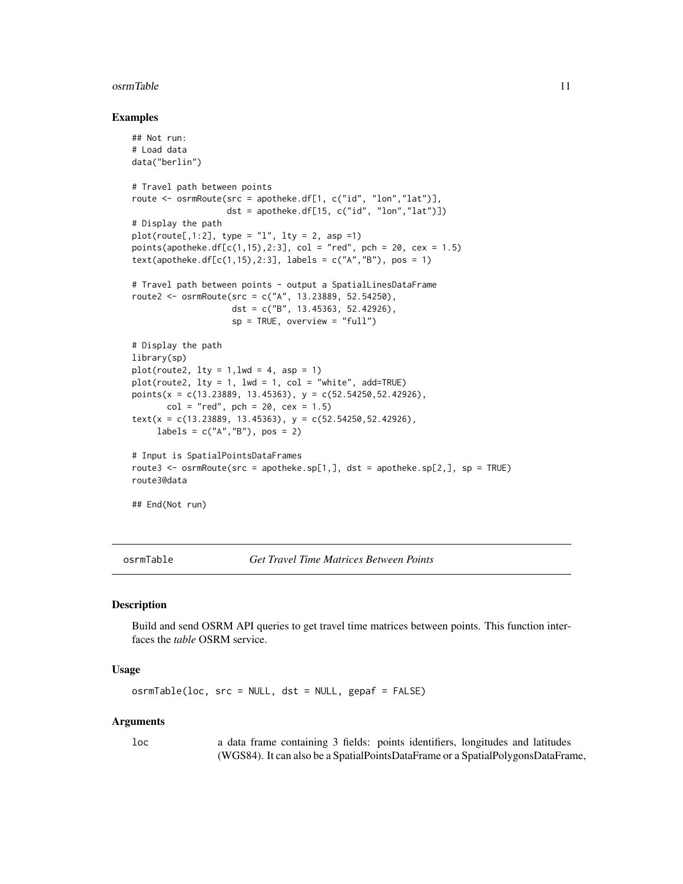## Examples

```
## Not run:
# Load data
data("berlin")

# Travel path between points
route <- osrmRoute(src = apotheke.df[1, c("id", "lon","lat")],
                   dst = apotheke.df[15, c("id", "lon","lat")])
# Display the path
plot(route[,1:2], type = "l", lty = 2, asp =1)
points(apotheke.df[c(1,15),2:3], col = "red", pch = 20, cex = 1.5)
text(apotheke.df[c(1,15),2:3], labels = c("A","B"), pos = 1)

# Travel path between points - output a SpatialLinesDataFrame
route2 <- osrmRoute(src = c("A", 13.23889, 52.54250),
                    dst = c("B", 13.45363, 52.42926),
                    sp = TRUE, overview = "full")

# Display the path
library(sp)
plot(route2, lty = 1,lwd = 4, asp = 1)
plot(route2, lty = 1, lwd = 1, col = "white", add=TRUE)
points(x = c(13.23889, 13.45363), y = c(52.54250,52.42926),
       col = "red", pch = 20, cex = 1.5)
text(x = c(13.23889, 13.45363), y = c(52.54250,52.42926),
     labels = c("A","B"), pos = 2)

# Input is SpatialPointsDataFrames
route3 <- osrmRoute(src = apotheke.sp[1,], dst = apotheke.sp[2,], sp = TRUE)
route3@data

## End(Not run)
```

---

# osrmTable — *Get Travel Time Matrices Between Points*

## Description

Build and send OSRM API queries to get travel time matrices between points. This function interfaces the *table* OSRM service.

## Usage

```
osrmTable(loc, src = NULL, dst = NULL, gepaf = FALSE)
```

## Arguments

`loc` a data frame containing 3 fields: points identifiers, longitudes and latitudes (WGS84). It can also be a SpatialPointsDataFrame or a SpatialPolygonsDataFrame,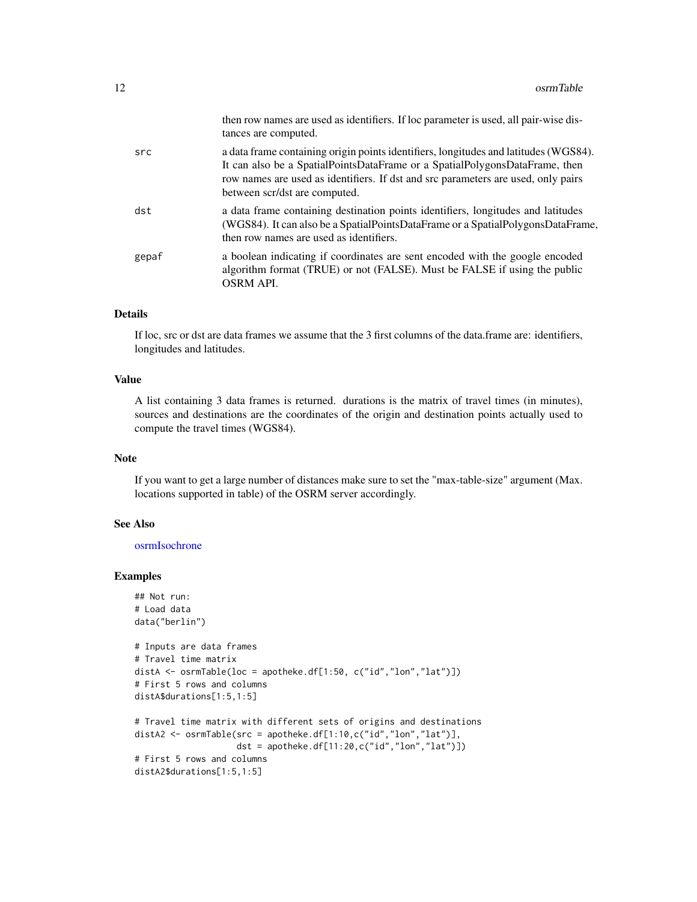| | |
|---|---|
| | then row names are used as identifiers. If loc parameter is used, all pair-wise distances are computed. |
| `src` | a data frame containing origin points identifiers, longitudes and latitudes (WGS84). It can also be a SpatialPointsDataFrame or a SpatialPolygonsDataFrame, then row names are used as identifiers. If dst and src parameters are used, only pairs between scr/dst are computed. |
| `dst` | a data frame containing destination points identifiers, longitudes and latitudes (WGS84). It can also be a SpatialPointsDataFrame or a SpatialPolygonsDataFrame, then row names are used as identifiers. |
| `gepaf` | a boolean indicating if coordinates are sent encoded with the google encoded algorithm format (TRUE) or not (FALSE). Must be FALSE if using the public OSRM API. |

## Details

If loc, src or dst are data frames we assume that the 3 first columns of the data.frame are: identifiers, longitudes and latitudes.

## Value

A list containing 3 data frames is returned. durations is the matrix of travel times (in minutes), sources and destinations are the coordinates of the origin and destination points actually used to compute the travel times (WGS84).

## Note

If you want to get a large number of distances make sure to set the "max-table-size" argument (Max. locations supported in table) of the OSRM server accordingly.

## See Also

osrmIsochrone

## Examples

```
## Not run:
# Load data
data("berlin")

# Inputs are data frames
# Travel time matrix
distA <- osrmTable(loc = apotheke.df[1:50, c("id","lon","lat")])
# First 5 rows and columns
distA$durations[1:5,1:5]

# Travel time matrix with different sets of origins and destinations
distA2 <- osrmTable(src = apotheke.df[1:10,c("id","lon","lat")],
                    dst = apotheke.df[11:20,c("id","lon","lat")])
# First 5 rows and columns
distA2$durations[1:5,1:5]
```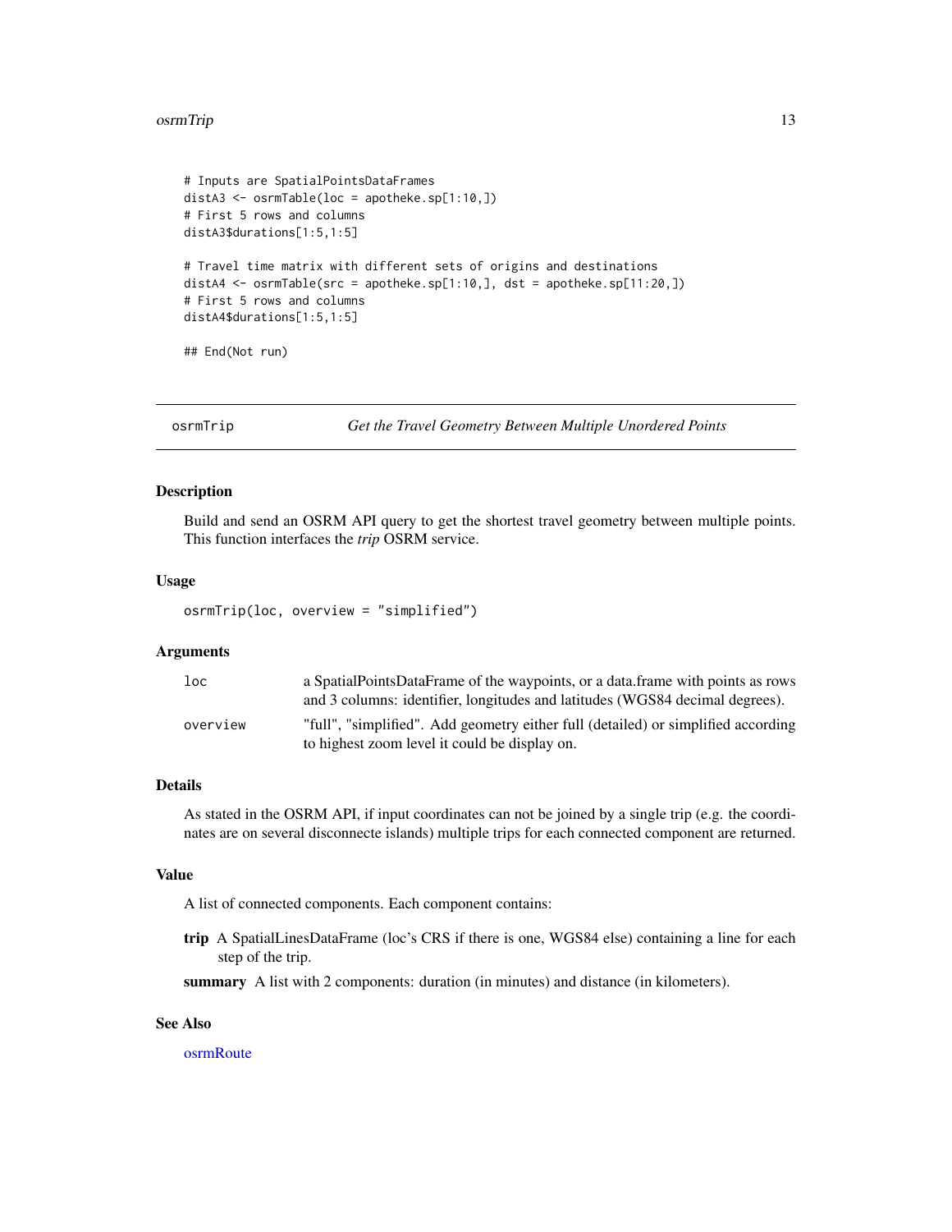```
# Inputs are SpatialPointsDataFrames
distA3 <- osrmTable(loc = apotheke.sp[1:10,])
# First 5 rows and columns
distA3$durations[1:5,1:5]

# Travel time matrix with different sets of origins and destinations
distA4 <- osrmTable(src = apotheke.sp[1:10,], dst = apotheke.sp[11:20,])
# First 5 rows and columns
distA4$durations[1:5,1:5]

## End(Not run)
```

---

## osrmTrip — *Get the Travel Geometry Between Multiple Unordered Points*

---

### Description

Build and send an OSRM API query to get the shortest travel geometry between multiple points. This function interfaces the *trip* OSRM service.

### Usage

```
osrmTrip(loc, overview = "simplified")
```

### Arguments

| | |
|---|---|
| `loc` | a SpatialPointsDataFrame of the waypoints, or a data.frame with points as rows and 3 columns: identifier, longitudes and latitudes (WGS84 decimal degrees). |
| `overview` | "full", "simplified". Add geometry either full (detailed) or simplified according to highest zoom level it could be display on. |

### Details

As stated in the OSRM API, if input coordinates can not be joined by a single trip (e.g. the coordinates are on several disconnecte islands) multiple trips for each connected component are returned.

### Value

A list of connected components. Each component contains:

**trip** A SpatialLinesDataFrame (loc's CRS if there is one, WGS84 else) containing a line for each step of the trip.

**summary** A list with 2 components: duration (in minutes) and distance (in kilometers).

### See Also

osrmRoute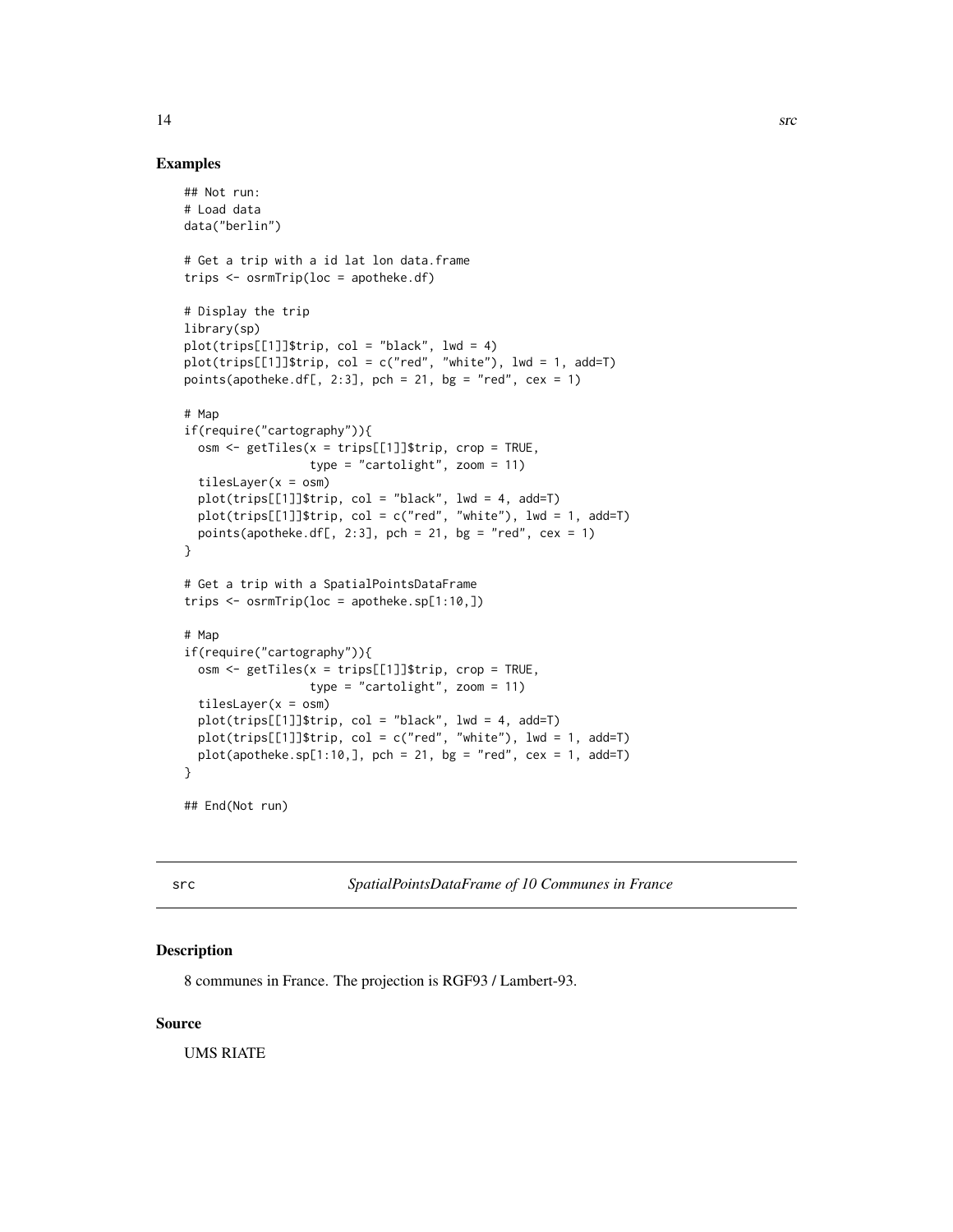## Examples

```
## Not run:
# Load data
data("berlin")

# Get a trip with a id lat lon data.frame
trips <- osrmTrip(loc = apotheke.df)

# Display the trip
library(sp)
plot(trips[[1]]$trip, col = "black", lwd = 4)
plot(trips[[1]]$trip, col = c("red", "white"), lwd = 1, add=T)
points(apotheke.df[, 2:3], pch = 21, bg = "red", cex = 1)

# Map
if(require("cartography")){
  osm <- getTiles(x = trips[[1]]$trip, crop = TRUE,
                  type = "cartolight", zoom = 11)
  tilesLayer(x = osm)
  plot(trips[[1]]$trip, col = "black", lwd = 4, add=T)
  plot(trips[[1]]$trip, col = c("red", "white"), lwd = 1, add=T)
  points(apotheke.df[, 2:3], pch = 21, bg = "red", cex = 1)
}

# Get a trip with a SpatialPointsDataFrame
trips <- osrmTrip(loc = apotheke.sp[1:10,])

# Map
if(require("cartography")){
  osm <- getTiles(x = trips[[1]]$trip, crop = TRUE,
                  type = "cartolight", zoom = 11)
  tilesLayer(x = osm)
  plot(trips[[1]]$trip, col = "black", lwd = 4, add=T)
  plot(trips[[1]]$trip, col = c("red", "white"), lwd = 1, add=T)
  plot(apotheke.sp[1:10,], pch = 21, bg = "red", cex = 1, add=T)
}

## End(Not run)
```

---

src *SpatialPointsDataFrame of 10 Communes in France*

---

## Description

8 communes in France. The projection is RGF93 / Lambert-93.

## Source

UMS RIATE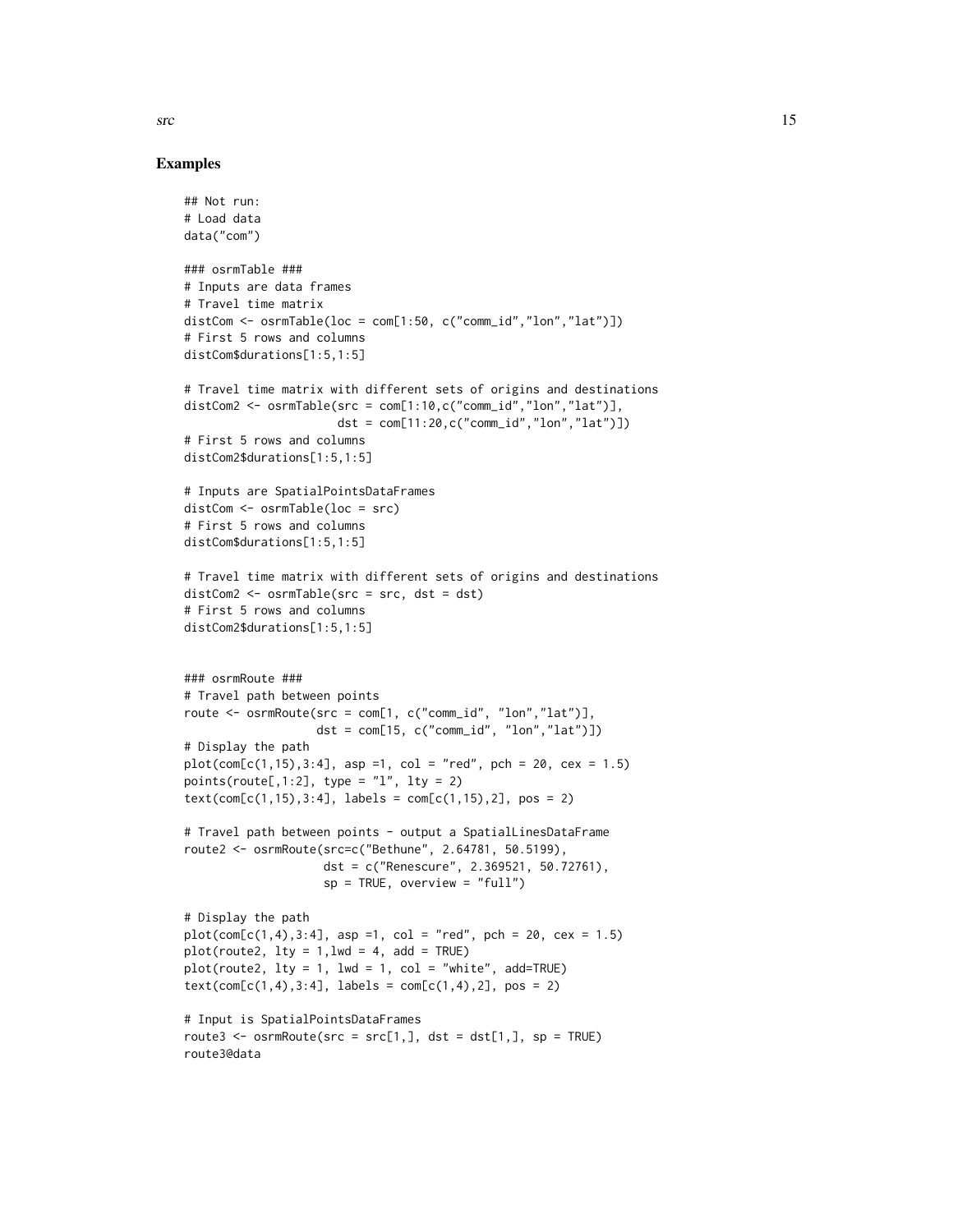## Examples

```
## Not run:
# Load data
data("com")

### osrmTable ###
# Inputs are data frames
# Travel time matrix
distCom <- osrmTable(loc = com[1:50, c("comm_id","lon","lat")])
# First 5 rows and columns
distCom$durations[1:5,1:5]

# Travel time matrix with different sets of origins and destinations
distCom2 <- osrmTable(src = com[1:10,c("comm_id","lon","lat")],
                      dst = com[11:20,c("comm_id","lon","lat")])
# First 5 rows and columns
distCom2$durations[1:5,1:5]

# Inputs are SpatialPointsDataFrames
distCom <- osrmTable(loc = src)
# First 5 rows and columns
distCom$durations[1:5,1:5]

# Travel time matrix with different sets of origins and destinations
distCom2 <- osrmTable(src = src, dst = dst)
# First 5 rows and columns
distCom2$durations[1:5,1:5]


### osrmRoute ###
# Travel path between points
route <- osrmRoute(src = com[1, c("comm_id", "lon","lat")],
                   dst = com[15, c("comm_id", "lon","lat")])
# Display the path
plot(com[c(1,15),3:4], asp =1, col = "red", pch = 20, cex = 1.5)
points(route[,1:2], type = "l", lty = 2)
text(com[c(1,15),3:4], labels = com[c(1,15),2], pos = 2)

# Travel path between points - output a SpatialLinesDataFrame
route2 <- osrmRoute(src=c("Bethune", 2.64781, 50.5199),
                    dst = c("Renescure", 2.369521, 50.72761),
                    sp = TRUE, overview = "full")

# Display the path
plot(com[c(1,4),3:4], asp =1, col = "red", pch = 20, cex = 1.5)
plot(route2, lty = 1,lwd = 4, add = TRUE)
plot(route2, lty = 1, lwd = 1, col = "white", add=TRUE)
text(com[c(1,4),3:4], labels = com[c(1,4),2], pos = 2)

# Input is SpatialPointsDataFrames
route3 <- osrmRoute(src = src[1,], dst = dst[1,], sp = TRUE)
route3@data
```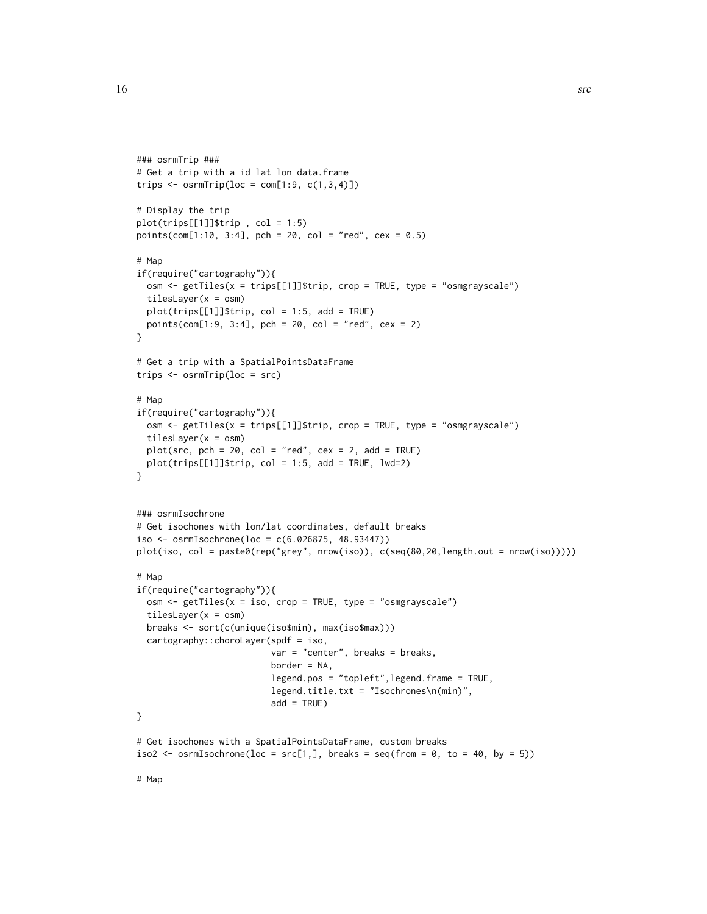```
### osrmTrip ###
# Get a trip with a id lat lon data.frame
trips <- osrmTrip(loc = com[1:9, c(1,3,4)])

# Display the trip
plot(trips[[1]]$trip , col = 1:5)
points(com[1:10, 3:4], pch = 20, col = "red", cex = 0.5)

# Map
if(require("cartography")){
  osm <- getTiles(x = trips[[1]]$trip, crop = TRUE, type = "osmgrayscale")
  tilesLayer(x = osm)
  plot(trips[[1]]$trip, col = 1:5, add = TRUE)
  points(com[1:9, 3:4], pch = 20, col = "red", cex = 2)
}

# Get a trip with a SpatialPointsDataFrame
trips <- osrmTrip(loc = src)

# Map
if(require("cartography")){
  osm <- getTiles(x = trips[[1]]$trip, crop = TRUE, type = "osmgrayscale")
  tilesLayer(x = osm)
  plot(src, pch = 20, col = "red", cex = 2, add = TRUE)
  plot(trips[[1]]$trip, col = 1:5, add = TRUE, lwd=2)
}


### osrmIsochrone
# Get isochones with lon/lat coordinates, default breaks
iso <- osrmIsochrone(loc = c(6.026875, 48.93447))
plot(iso, col = paste0(rep("grey", nrow(iso)), c(seq(80,20,length.out = nrow(iso)))))

# Map
if(require("cartography")){
  osm <- getTiles(x = iso, crop = TRUE, type = "osmgrayscale")
  tilesLayer(x = osm)
  breaks <- sort(c(unique(iso$min), max(iso$max)))
  cartography::choroLayer(spdf = iso,
                          var = "center", breaks = breaks,
                          border = NA,
                          legend.pos = "topleft",legend.frame = TRUE,
                          legend.title.txt = "Isochrones\n(min)",
                          add = TRUE)
}

# Get isochones with a SpatialPointsDataFrame, custom breaks
iso2 <- osrmIsochrone(loc = src[1,], breaks = seq(from = 0, to = 40, by = 5))

# Map
```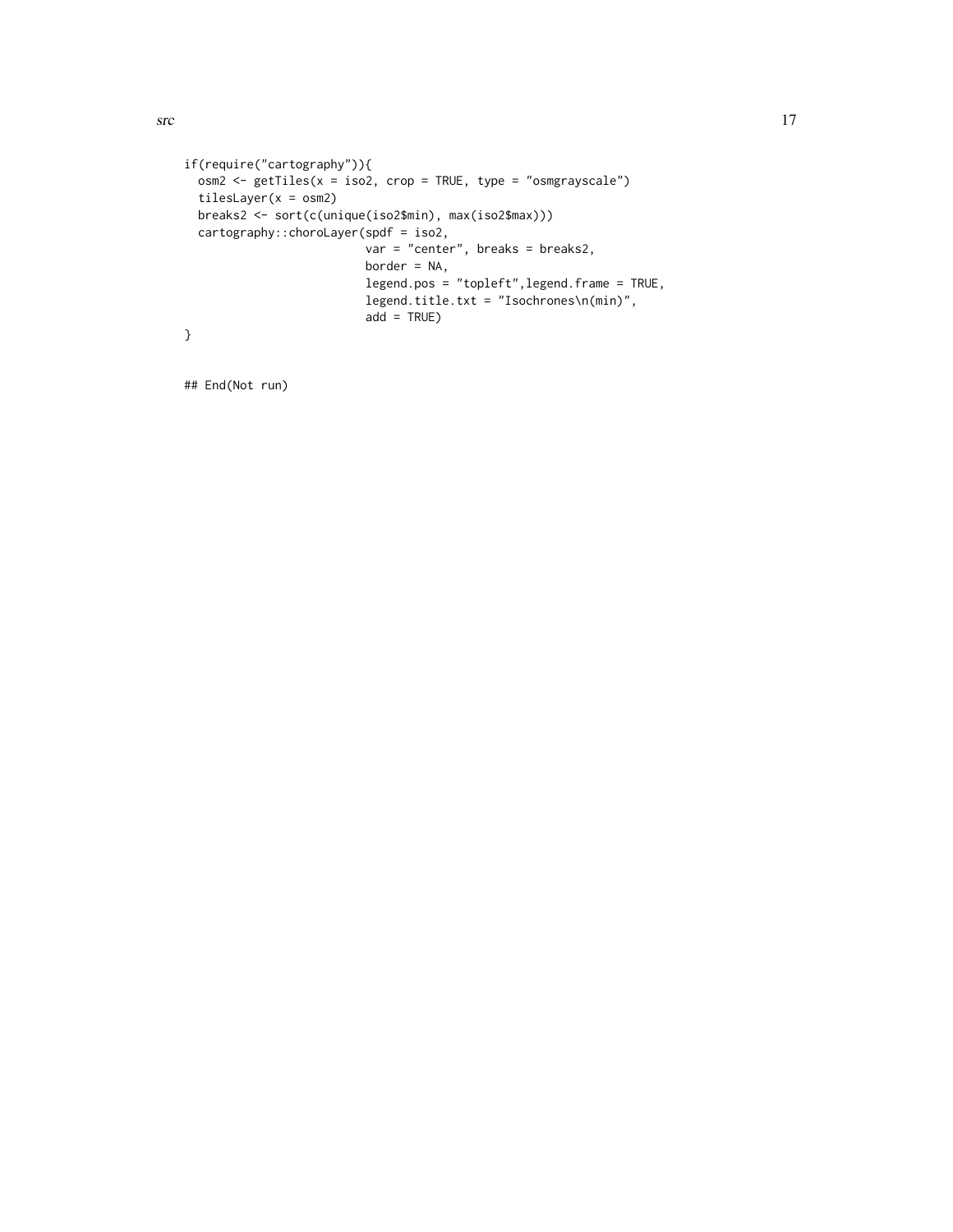```
if(require("cartography")){
  osm2 <- getTiles(x = iso2, crop = TRUE, type = "osmgrayscale")
  tilesLayer(x = osm2)
  breaks2 <- sort(c(unique(iso2$min), max(iso2$max)))
  cartography::choroLayer(spdf = iso2,
                          var = "center", breaks = breaks2,
                          border = NA,
                          legend.pos = "topleft",legend.frame = TRUE,
                          legend.title.txt = "Isochrones\n(min)",
                          add = TRUE)
}


## End(Not run)
```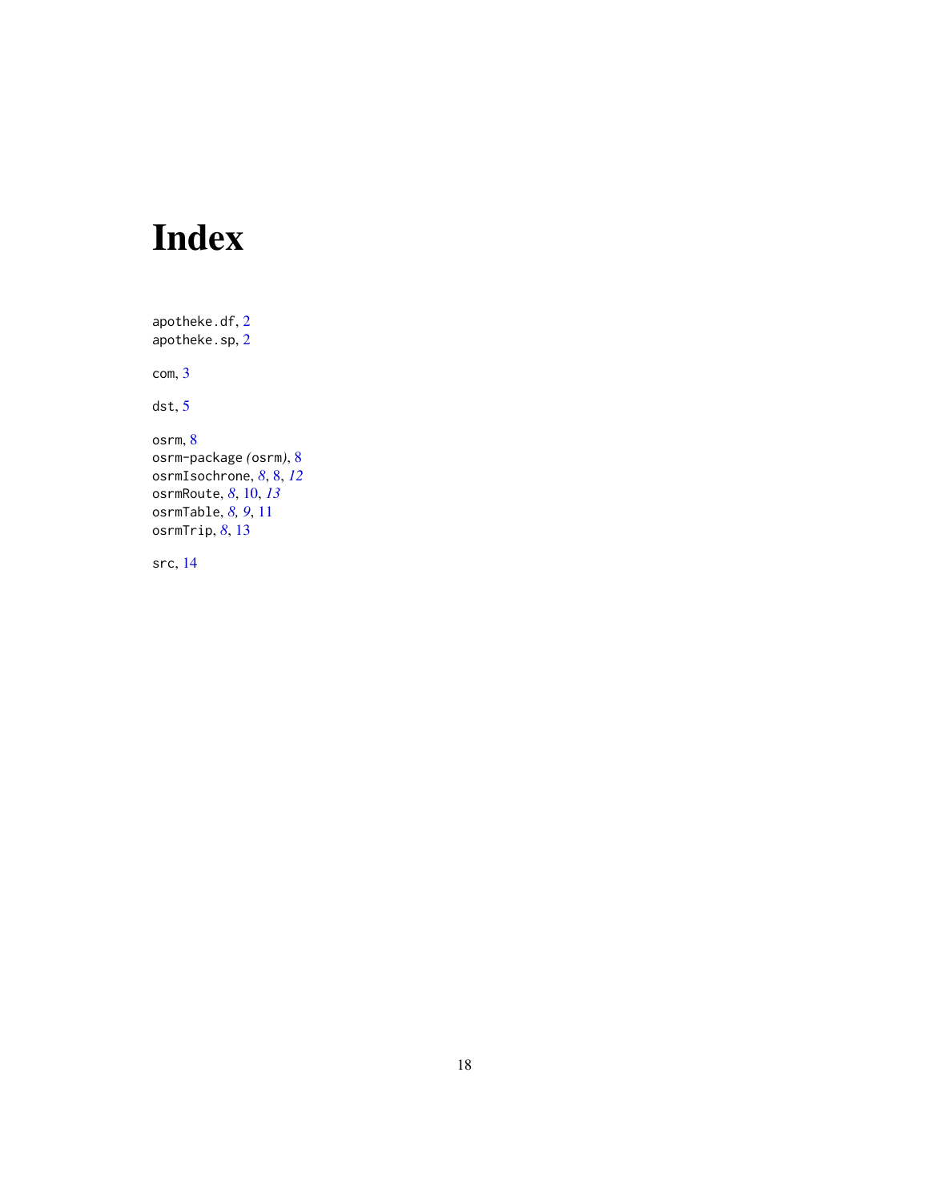# Index

apotheke.df, 2
apotheke.sp, 2

com, 3

dst, 5

osrm, 8
osrm-package (osrm), 8
osrmIsochrone, *8*, 8, *12*
osrmRoute, *8*, 10, *13*
osrmTable, *8, 9*, 11
osrmTrip, *8*, 13

src, 14